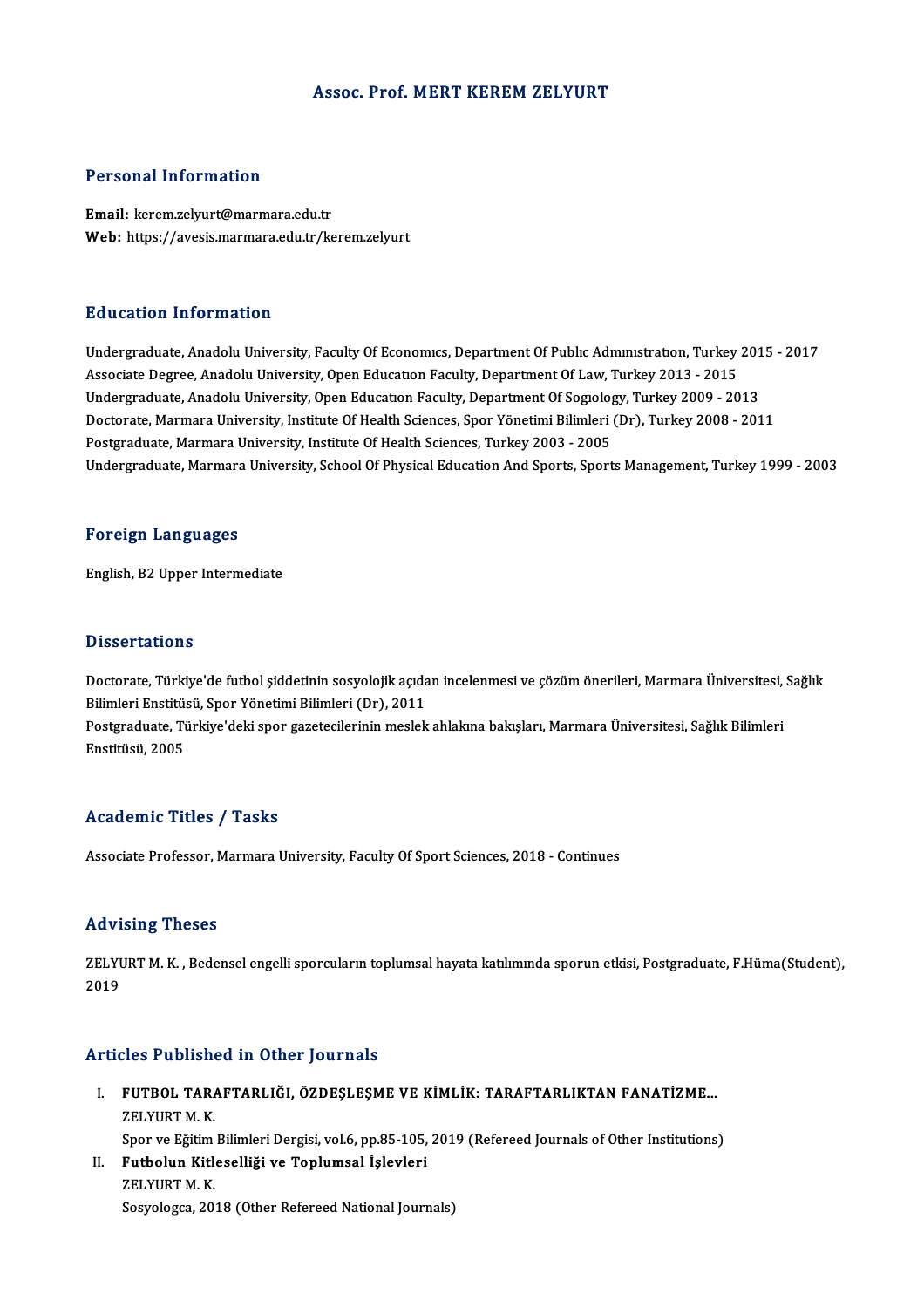# Assoc. Prof. MERT KEREM ZELYURT

## Personal Information

**Email:** kerem.zelyurt@marmara.edu.tr
**Web:** https://avesis.marmara.edu.tr/kerem.zelyurt

## Education Information

Undergraduate, Anadolu University, Faculty Of Economıcs, Department Of Publıc Admınıstratıon, Turkey 2015 - 2017
Associate Degree, Anadolu University, Open Educatıon Faculty, Department Of Law, Turkey 2013 - 2015
Undergraduate, Anadolu University, Open Educatıon Faculty, Department Of Sogıology, Turkey 2009 - 2013
Doctorate, Marmara University, Institute Of Health Sciences, Spor Yönetimi Bilimleri (Dr), Turkey 2008 - 2011
Postgraduate, Marmara University, Institute Of Health Sciences, Turkey 2003 - 2005
Undergraduate, Marmara University, School Of Physical Education And Sports, Sports Management, Turkey 1999 - 2003

## Foreign Languages

English, B2 Upper Intermediate

## Dissertations

Doctorate, Türkiye'de futbol şiddetinin sosyolojik açıdan incelenmesi ve çözüm önerileri, Marmara Üniversitesi, Sağlık Bilimleri Enstitüsü, Spor Yönetimi Bilimleri (Dr), 2011
Postgraduate, Türkiye'deki spor gazetecilerinin meslek ahlakına bakışları, Marmara Üniversitesi, Sağlık Bilimleri Enstitüsü, 2005

## Academic Titles / Tasks

Associate Professor, Marmara University, Faculty Of Sport Sciences, 2018 - Continues

## Advising Theses

ZELYURT M. K. , Bedensel engelli sporcuların toplumsal hayata katılımında sporun etkisi, Postgraduate, F.Hüma(Student), 2019

## Articles Published in Other Journals

I. **FUTBOL TARAFTARLIĞI, ÖZDEŞLEŞME VE KİMLİK: TARAFTARLIKTAN FANATİZME...**
   ZELYURT M. K.
   Spor ve Eğitim Bilimleri Dergisi, vol.6, pp.85-105, 2019 (Refereed Journals of Other Institutions)
II. **Futbolun Kitleselliği ve Toplumsal İşlevleri**
   ZELYURT M. K.
   Sosyologca, 2018 (Other Refereed National Journals)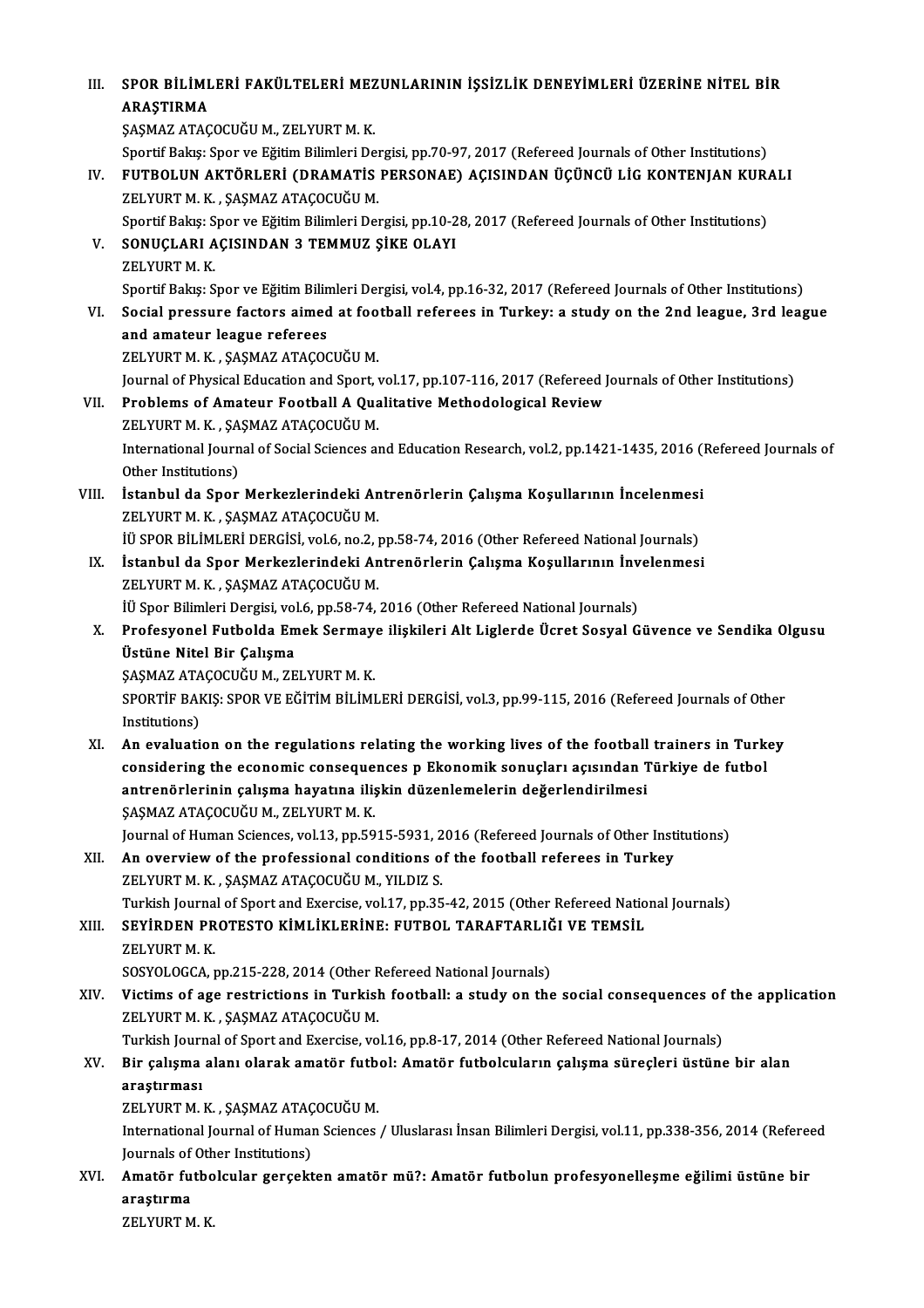III. **SPOR BİLİMLERİ FAKÜLTELERİ MEZUNLARININ İŞSİZLİK DENEYİMLERİ ÜZERİNE NİTEL BİR ARAŞTIRMA**
ŞAŞMAZ ATAÇOCUĞU M., ZELYURT M. K.
Sportif Bakış: Spor ve Eğitim Bilimleri Dergisi, pp.70-97, 2017 (Refereed Journals of Other Institutions)

IV. **FUTBOLUN AKTÖRLERİ (DRAMATİS PERSONAE) AÇISINDAN ÜÇÜNCÜ LİG KONTENJAN KURALI**
ZELYURT M. K. , ŞAŞMAZ ATAÇOCUĞU M.
Sportif Bakış: Spor ve Eğitim Bilimleri Dergisi, pp.10-28, 2017 (Refereed Journals of Other Institutions)

V. **SONUÇLARI AÇISINDAN 3 TEMMUZ ŞİKE OLAYI**
ZELYURT M. K.
Sportif Bakış: Spor ve Eğitim Bilimleri Dergisi, vol.4, pp.16-32, 2017 (Refereed Journals of Other Institutions)

VI. **Social pressure factors aimed at football referees in Turkey: a study on the 2nd league, 3rd league and amateur league referees**
ZELYURT M. K. , ŞAŞMAZ ATAÇOCUĞU M.
Journal of Physical Education and Sport, vol.17, pp.107-116, 2017 (Refereed Journals of Other Institutions)

VII. **Problems of Amateur Football A Qualitative Methodological Review**
ZELYURT M. K. , ŞAŞMAZ ATAÇOCUĞU M.
International Journal of Social Sciences and Education Research, vol.2, pp.1421-1435, 2016 (Refereed Journals of Other Institutions)

VIII. **İstanbul da Spor Merkezlerindeki Antrenörlerin Çalışma Koşullarının İncelenmesi**
ZELYURT M. K. , ŞAŞMAZ ATAÇOCUĞU M.
İÜ SPOR BİLİMLERİ DERGİSİ, vol.6, no.2, pp.58-74, 2016 (Other Refereed National Journals)

IX. **İstanbul da Spor Merkezlerindeki Antrenörlerin Çalışma Koşullarının İnvelenmesi**
ZELYURT M. K. , ŞAŞMAZ ATAÇOCUĞU M.
İÜ Spor Bilimleri Dergisi, vol.6, pp.58-74, 2016 (Other Refereed National Journals)

X. **Profesyonel Futbolda Emek Sermaye ilişkileri Alt Liglerde Ücret Sosyal Güvence ve Sendika Olgusu Üstüne Nitel Bir Çalışma**
ŞAŞMAZ ATAÇOCUĞU M., ZELYURT M. K.
SPORTİF BAKIŞ: SPOR VE EĞİTİM BİLİMLERİ DERGİSİ, vol.3, pp.99-115, 2016 (Refereed Journals of Other Institutions)

XI. **An evaluation on the regulations relating the working lives of the football trainers in Turkey considering the economic consequences p Ekonomik sonuçları açısından Türkiye de futbol antrenörlerinin çalışma hayatına ilişkin düzenlemelerin değerlendirilmesi**
ŞAŞMAZ ATAÇOCUĞU M., ZELYURT M. K.
Journal of Human Sciences, vol.13, pp.5915-5931, 2016 (Refereed Journals of Other Institutions)

XII. **An overview of the professional conditions of the football referees in Turkey**
ZELYURT M. K. , ŞAŞMAZ ATAÇOCUĞU M., YILDIZ S.
Turkish Journal of Sport and Exercise, vol.17, pp.35-42, 2015 (Other Refereed National Journals)

XIII. **SEYİRDEN PROTESTO KİMLİKLERİNE: FUTBOL TARAFTARLIĞI VE TEMSİL**
ZELYURT M. K.
SOSYOLOGCA, pp.215-228, 2014 (Other Refereed National Journals)

XIV. **Victims of age restrictions in Turkish football: a study on the social consequences of the application**
ZELYURT M. K. , ŞAŞMAZ ATAÇOCUĞU M.
Turkish Journal of Sport and Exercise, vol.16, pp.8-17, 2014 (Other Refereed National Journals)

XV. **Bir çalışma alanı olarak amatör futbol: Amatör futbolcuların çalışma süreçleri üstüne bir alan araştırması**
ZELYURT M. K. , ŞAŞMAZ ATAÇOCUĞU M.
International Journal of Human Sciences / Uluslarası İnsan Bilimleri Dergisi, vol.11, pp.338-356, 2014 (Refereed Journals of Other Institutions)

XVI. **Amatör futbolcular gerçekten amatör mü?: Amatör futbolun profesyonelleşme eğilimi üstüne bir araştırma**
ZELYURT M. K.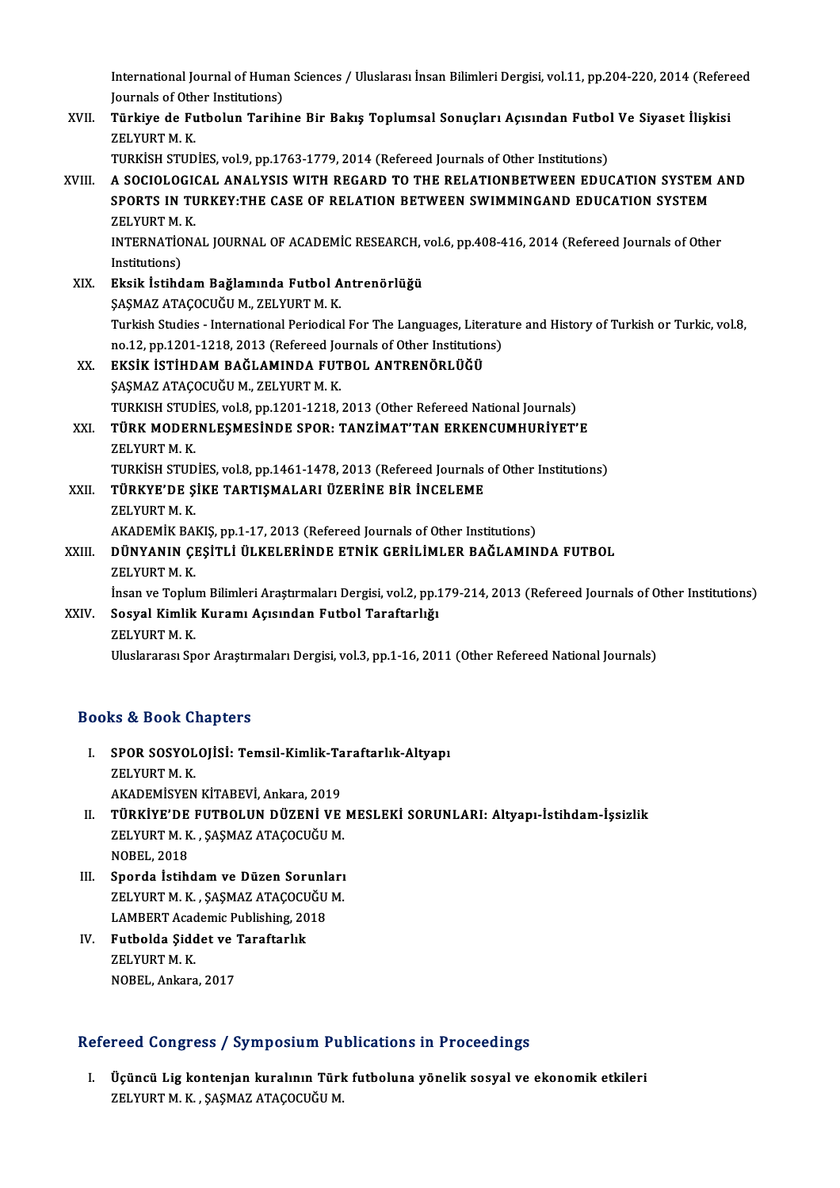International Journal of Human Sciences / Uluslarası İnsan Bilimleri Dergisi, vol.11, pp.204-220, 2014 (Refereed Journals of Other Institutions)

XVII. **Türkiye de Futbolun Tarihine Bir Bakış Toplumsal Sonuçları Açısından Futbol Ve Siyaset İlişkisi**
ZELYURT M. K.
TURKİSH STUDİES, vol.9, pp.1763-1779, 2014 (Refereed Journals of Other Institutions)

XVIII. **A SOCIOLOGICAL ANALYSIS WITH REGARD TO THE RELATIONBETWEEN EDUCATION SYSTEM AND SPORTS IN TURKEY:THE CASE OF RELATION BETWEEN SWIMMINGAND EDUCATION SYSTEM**
ZELYURT M. K.
INTERNATİONAL JOURNAL OF ACADEMİC RESEARCH, vol.6, pp.408-416, 2014 (Refereed Journals of Other Institutions)

XIX. **Eksik İstihdam Bağlamında Futbol Antrenörlüğü**
ŞAŞMAZ ATAÇOCUĞU M., ZELYURT M. K.
Turkish Studies - International Periodical For The Languages, Literature and History of Turkish or Turkic, vol.8, no.12, pp.1201-1218, 2013 (Refereed Journals of Other Institutions)

XX. **EKSİK İSTİHDAM BAĞLAMINDA FUTBOL ANTRENÖRLÜĞÜ**
ŞAŞMAZ ATAÇOCUĞU M., ZELYURT M. K.
TURKISH STUDİES, vol.8, pp.1201-1218, 2013 (Other Refereed National Journals)

XXI. **TÜRK MODERNLEŞMESİNDE SPOR: TANZİMAT'TAN ERKENCUMHURİYET'E**
ZELYURT M. K.
TURKİSH STUDİES, vol.8, pp.1461-1478, 2013 (Refereed Journals of Other Institutions)

XXII. **TÜRKYE'DE ŞİKE TARTIŞMALARI ÜZERİNE BİR İNCELEME**
ZELYURT M. K.
AKADEMİK BAKIŞ, pp.1-17, 2013 (Refereed Journals of Other Institutions)

XXIII. **DÜNYANIN ÇEŞİTLİ ÜLKELERİNDE ETNİK GERİLİMLER BAĞLAMINDA FUTBOL**
ZELYURT M. K.
İnsan ve Toplum Bilimleri Araştırmaları Dergisi, vol.2, pp.179-214, 2013 (Refereed Journals of Other Institutions)

XXIV. **Sosyal Kimlik Kuramı Açısından Futbol Taraftarlığı**
ZELYURT M. K.
Uluslararası Spor Araştırmaları Dergisi, vol.3, pp.1-16, 2011 (Other Refereed National Journals)

## Books & Book Chapters

I. **SPOR SOSYOLOJİSİ: Temsil-Kimlik-Taraftarlık-Altyapı**
ZELYURT M. K.
AKADEMİSYEN KİTABEVİ, Ankara, 2019

II. **TÜRKİYE'DE FUTBOLUN DÜZENİ VE MESLEKİ SORUNLARI: Altyapı-İstihdam-İşsizlik**
ZELYURT M. K. , ŞAŞMAZ ATAÇOCUĞU M.
NOBEL, 2018

III. **Sporda İstihdam ve Düzen Sorunları**
ZELYURT M. K. , ŞAŞMAZ ATAÇOCUĞU M.
LAMBERT Academic Publishing, 2018

IV. **Futbolda Şiddet ve Taraftarlık**
ZELYURT M. K.
NOBEL, Ankara, 2017

## Refereed Congress / Symposium Publications in Proceedings

I. **Üçüncü Lig kontenjan kuralının Türk futboluna yönelik sosyal ve ekonomik etkileri**
ZELYURT M. K. , ŞAŞMAZ ATAÇOCUĞU M.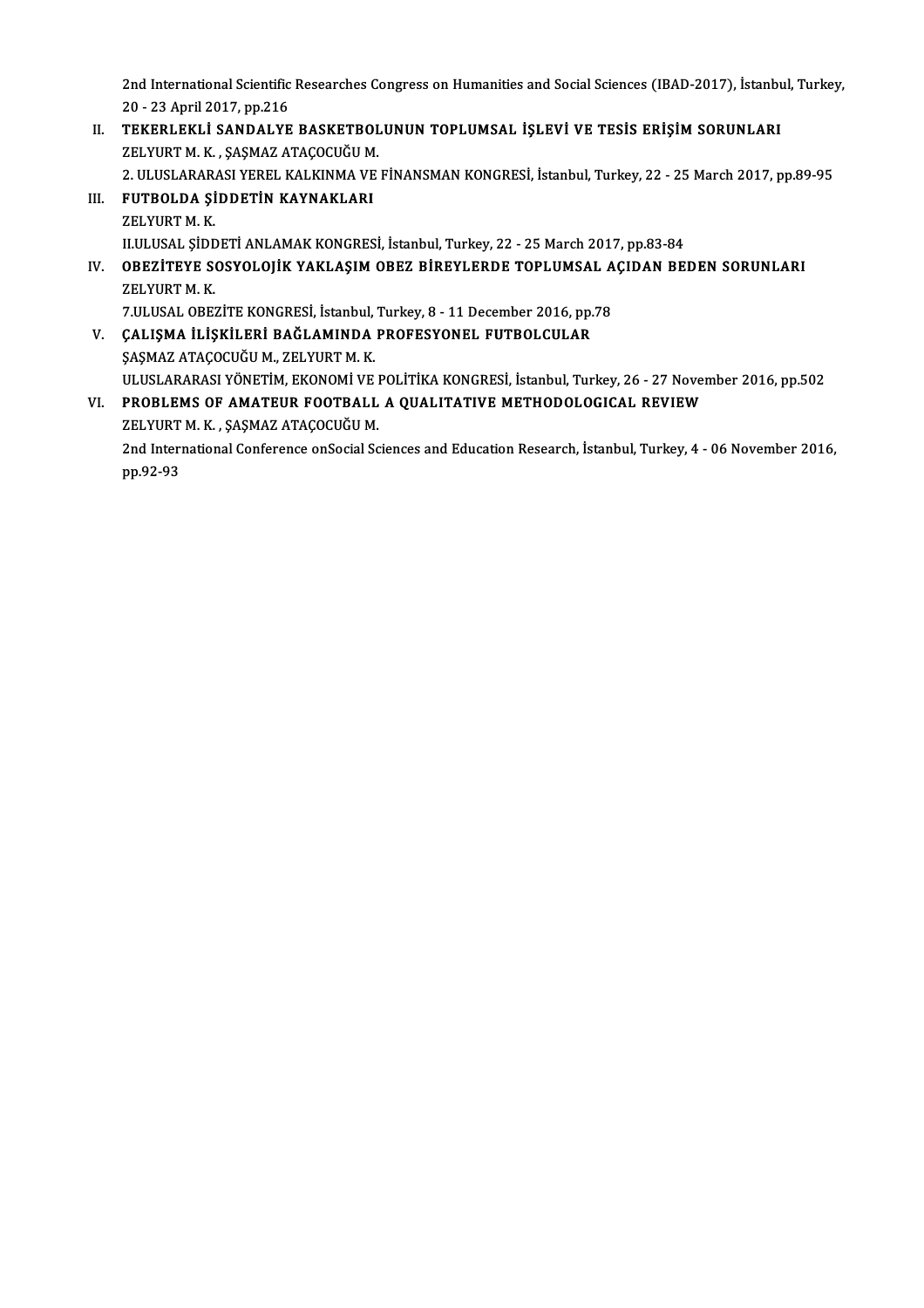2nd International Scientific Researches Congress on Humanities and Social Sciences (IBAD-2017), İstanbul, Turkey, 20 - 23 April 2017, pp.216

II. **TEKERLEKLİ SANDALYE BASKETBOLUNUN TOPLUMSAL İŞLEVİ VE TESİS ERİŞİM SORUNLARI**
ZELYURT M. K. , ŞAŞMAZ ATAÇOCUĞU M.
2. ULUSLARARASI YEREL KALKINMA VE FİNANSMAN KONGRESİ, İstanbul, Turkey, 22 - 25 March 2017, pp.89-95

III. **FUTBOLDA ŞİDDETİN KAYNAKLARI**
ZELYURT M. K.
II.ULUSAL ŞİDDETİ ANLAMAK KONGRESİ, İstanbul, Turkey, 22 - 25 March 2017, pp.83-84

IV. **OBEZİTEYE SOSYOLOJİK YAKLAŞIM OBEZ BİREYLERDE TOPLUMSAL AÇIDAN BEDEN SORUNLARI**
ZELYURT M. K.
7.ULUSAL OBEZİTE KONGRESİ, İstanbul, Turkey, 8 - 11 December 2016, pp.78

V. **ÇALIŞMA İLİŞKİLERİ BAĞLAMINDA PROFESYONEL FUTBOLCULAR**
ŞAŞMAZ ATAÇOCUĞU M., ZELYURT M. K.
ULUSLARARASI YÖNETİM, EKONOMİ VE POLİTİKA KONGRESİ, İstanbul, Turkey, 26 - 27 November 2016, pp.502

VI. **PROBLEMS OF AMATEUR FOOTBALL A QUALITATIVE METHODOLOGICAL REVIEW**
ZELYURT M. K. , ŞAŞMAZ ATAÇOCUĞU M.
2nd International Conference onSocial Sciences and Education Research, İstanbul, Turkey, 4 - 06 November 2016, pp.92-93